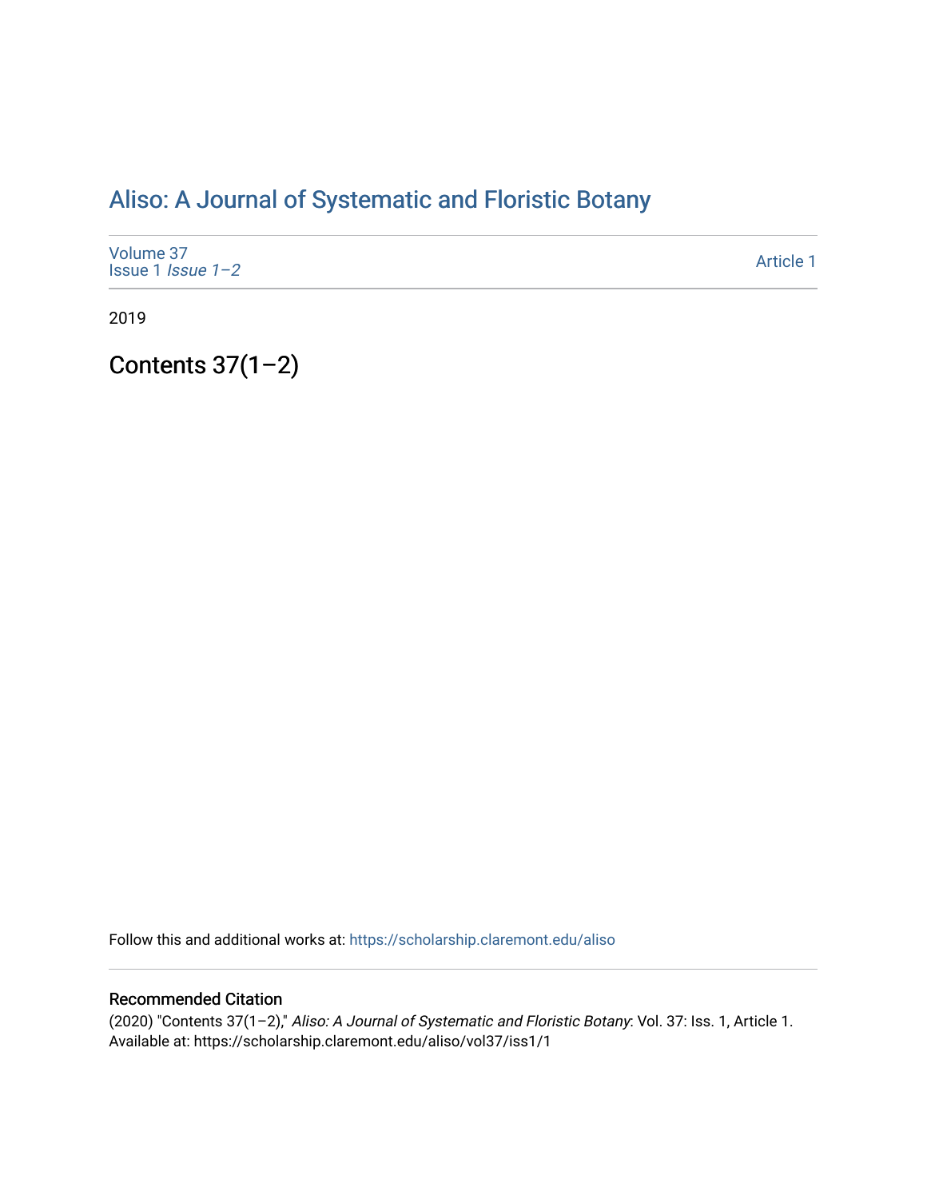# Aliso: A Journal of Systematic and Floristic Botany

Volume 37
Issue 1 *Issue 1–2*

Article 1

2019

## Contents 37(1–2)

Follow this and additional works at: https://scholarship.claremont.edu/aliso

### Recommended Citation

(2020) "Contents 37(1–2)," *Aliso: A Journal of Systematic and Floristic Botany*: Vol. 37: Iss. 1, Article 1.
Available at: https://scholarship.claremont.edu/aliso/vol37/iss1/1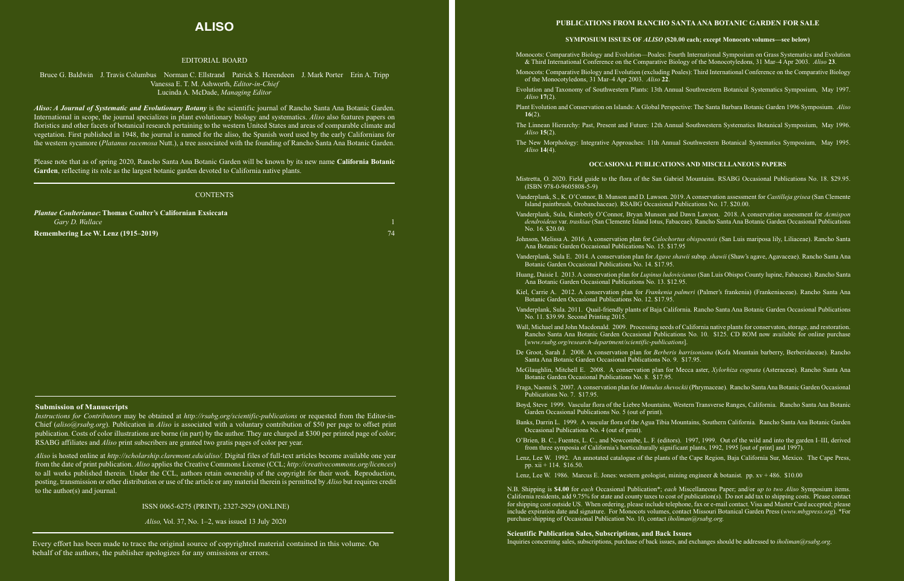# ALISO

## EDITORIAL BOARD

Bruce G. Baldwin J. Travis Columbus Norman C. Ellstrand Patrick S. Herendeen J. Mark Porter Erin A. Tripp
Vanessa E. T. M. Ashworth, *Editor-in-Chief*
Lucinda A. McDade, *Managing Editor*

***Aliso: A Journal of Systematic and Evolutionary Botany*** is the scientific journal of Rancho Santa Ana Botanic Garden. International in scope, the journal specializes in plant evolutionary biology and systematics. *Aliso* also features papers on floristics and other facets of botanical research pertaining to the western United States and areas of comparable climate and vegetation. First published in 1948, the journal is named for the aliso, the Spanish word used by the early Californians for the western sycamore (*Platanus racemosa* Nutt.), a tree associated with the founding of Rancho Santa Ana Botanic Garden.

Please note that as of spring 2020, Rancho Santa Ana Botanic Garden will be known by its new name **California Botanic Garden**, reflecting its role as the largest botanic garden devoted to California native plants.

## CONTENTS

| | |
|---|---|
| ***Plantae Coulterianae*: Thomas Coulter's Californian Exsiccata** | |
| *Gary D. Wallace* | 1 |
| **Remembering Lee W. Lenz (1915–2019)** | 74 |

### Submission of Manuscripts

*Instructions for Contributors* may be obtained at *http://rsabg.org/scientific-publications* or requested from the Editor-in-Chief (*aliso@rsabg.org*). Publication in *Aliso* is associated with a voluntary contribution of $50 per page to offset print publication. Costs of color illustrations are borne (in part) by the author. They are charged at $300 per printed page of color; RSABG affiliates and *Aliso* print subscribers are granted two gratis pages of color per year.

*Aliso* is hosted online at *http://scholarship.claremont.edu/aliso/*. Digital files of full-text articles become available one year from the date of print publication. *Aliso* applies the Creative Commons License (CCL; *http://creativecommons.org/licences*) to all works published therein. Under the CCL, authors retain ownership of the copyright for their work. Reproduction, posting, transmission or other distribution or use of the article or any material therein is permitted by *Aliso* but requires credit to the author(s) and journal.

ISSN 0065-6275 (PRINT); 2327-2929 (ONLINE)

*Aliso*, Vol. 37, No. 1–2, was issued 13 July 2020

Every effort has been made to trace the original source of copyrighted material contained in this volume. On behalf of the authors, the publisher apologizes for any omissions or errors.

## PUBLICATIONS FROM RANCHO SANTA ANA BOTANIC GARDEN FOR SALE

### SYMPOSIUM ISSUES OF *ALISO* ($20.00 each; except Monocots volumes—see below)

Monocots: Comparative Biology and Evolution—Poales: Fourth International Symposium on Grass Systematics and Evolution & Third International Conference on the Comparative Biology of the Monocotyledons, 31 Mar–4 Apr 2003. *Aliso* **23**.

Monocots: Comparative Biology and Evolution (excluding Poales): Third International Conference on the Comparative Biology of the Monocotyledons, 31 Mar–4 Apr 2003. *Aliso* **22**.

Evolution and Taxonomy of Southwestern Plants: 13th Annual Southwestern Botanical Systematics Symposium, May 1997. *Aliso* **17**(2).

Plant Evolution and Conservation on Islands: A Global Perspective: The Santa Barbara Botanic Garden 1996 Symposium. *Aliso* **16**(2).

The Linnean Hierarchy: Past, Present and Future: 12th Annual Southwestern Systematics Botanical Symposium, May 1996. *Aliso* **15**(2).

The New Morphology: Integrative Approaches: 11th Annual Southwestern Botanical Systematics Symposium, May 1995. *Aliso* **14**(4).

### OCCASIONAL PUBLICATIONS AND MISCELLANEOUS PAPERS

Mistretta, O. 2020. Field guide to the flora of the San Gabriel Mountains. RSABG Occasional Publications No. 18. $29.95. (ISBN 978-0-9605808-5-9)

Vanderplank, S., K. O'Connor, B. Munson and D. Lawson. 2019. A conservation assessment for *Castilleja grisea* (San Clemente Island paintbrush, Orobanchaceae). RSABG Occasional Publications No. 17. $20.00.

Vanderplank, Sula, Kimberly O'Connor, Bryan Munson and Dawn Lawson. 2018. A conservation assessment for *Acmispon dendroideus* var. *traskiae* (San Clemente Island lotus, Fabaceae). Rancho Santa Ana Botanic Garden Occasional Publications No. 16. $20.00.

Johnson, Melissa A. 2016. A conservation plan for *Calochortus obispoensis* (San Luis mariposa lily, Liliaceae). Rancho Santa Ana Botanic Garden Occasional Publications No. 15. $17.95

Vanderplank, Sula E. 2014. A conservation plan for *Agave shawii* subsp. *shawii* (Shaw's agave, Agavaceae). Rancho Santa Ana Botanic Garden Occasional Publications No. 14. $17.95.

Huang, Daisie I. 2013. A conservation plan for *Lupinus ludovicianus* (San Luis Obispo County lupine, Fabaceae). Rancho Santa Ana Botanic Garden Occasional Publications No. 13. $12.95.

Kiel, Carrie A. 2012. A conservation plan for *Frankenia palmeri* (Palmer's frankenia) (Frankeniaceae). Rancho Santa Ana Botanic Garden Occasional Publications No. 12. $17.95.

Vanderplank, Sula. 2011. Quail-friendly plants of Baja California. Rancho Santa Ana Botanic Garden Occasional Publications No. 11. $39.99. Second Printing 2015.

Wall, Michael and John Macdonald. 2009. Processing seeds of California native plants for conservaton, storage, and restoration. Rancho Santa Ana Botanic Garden Occasional Publications No. 10. $125. CD ROM now available for online purchase [*www.rsabg.org/research-department/scientific-publications*].

De Groot, Sarah J. 2008. A conservation plan for *Berberis harrisoniana* (Kofa Mountain barberry, Berberidaceae). Rancho Santa Ana Botanic Garden Occasional Publications No. 9. $17.95.

McGlaughlin, Mitchell E. 2008. A conservation plan for Mecca aster, *Xylorhiza cognata* (Asteraceae). Rancho Santa Ana Botanic Garden Occasional Publications No. 8. $17.95.

Fraga, Naomi S. 2007. A conservation plan for *Mimulus shevockii* (Phrymaceae). Rancho Santa Ana Botanic Garden Occasional Publications No. 7. $17.95.

Boyd, Steve 1999. Vascular flora of the Liebre Mountains, Western Transverse Ranges, California. Rancho Santa Ana Botanic Garden Occasional Publications No. 5 (out of print).

Banks, Darrin L. 1999. A vascular flora of the Agua Tibia Mountains, Southern California. Rancho Santa Ana Botanic Garden Occasional Publications No. 4 (out of print).

O'Brien, B. C., Fuentes, L. C., and Newcombe, L. F. (editors). 1997, 1999. Out of the wild and into the garden I–III, derived from three symposia of California's horticulturally significant plants, 1992, 1995 [out of print] and 1997).

Lenz, Lee W. 1992. An annotated catalogue of the plants of the Cape Region, Baja California Sur, Mexico. The Cape Press, pp. xii + 114. $16.50.

Lenz, Lee W. 1986. Marcus E. Jones: western geologist, mining engineer & botanist. pp. xv + 486. $10.00

N.B. Shipping is **$4.00** for *each* Occasional Publication*; *each* Miscellaneous Paper; and/or *up to two Aliso* Symposium items. California residents, add 9.75% for state and county taxes to cost of publication(s). Do not add tax to shipping costs. Please contact for shipping cost outside US. When ordering, please include telephone, fax or e-mail contact. Visa and Master Card accepted; please include expiration date and signature. For Monocots volumes, contact Missouri Botanical Garden Press (*www.mbgpress.org*). *For purchase/shipping of Occasional Publication No. 10, contact *iholiman@rsabg.org.*

### Scientific Publication Sales, Subscriptions, and Back Issues

Inquiries concerning sales, subscriptions, purchase of back issues, and exchanges should be addressed to *iholiman@rsabg.org*.